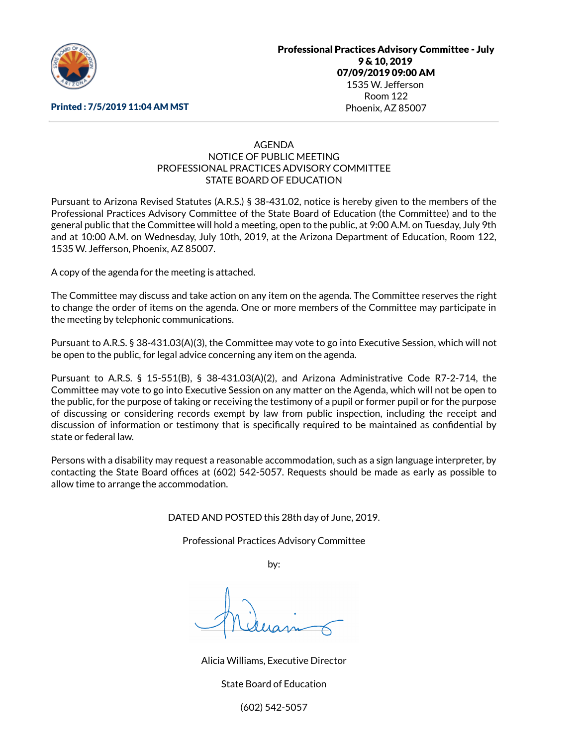**Professional Practices Advisory Committee - July 9 & 10, 2019**
**07/09/2019 09:00 AM**
1535 W. Jefferson
Room 122
Phoenix, AZ 85007

**Printed : 7/5/2019 11:04 AM MST**

---

AGENDA
NOTICE OF PUBLIC MEETING
PROFESSIONAL PRACTICES ADVISORY COMMITTEE
STATE BOARD OF EDUCATION

Pursuant to Arizona Revised Statutes (A.R.S.) § 38-431.02, notice is hereby given to the members of the Professional Practices Advisory Committee of the State Board of Education (the Committee) and to the general public that the Committee will hold a meeting, open to the public, at 9:00 A.M. on Tuesday, July 9th and at 10:00 A.M. on Wednesday, July 10th, 2019, at the Arizona Department of Education, Room 122, 1535 W. Jefferson, Phoenix, AZ 85007.

A copy of the agenda for the meeting is attached.

The Committee may discuss and take action on any item on the agenda. The Committee reserves the right to change the order of items on the agenda. One or more members of the Committee may participate in the meeting by telephonic communications.

Pursuant to A.R.S. § 38-431.03(A)(3), the Committee may vote to go into Executive Session, which will not be open to the public, for legal advice concerning any item on the agenda.

Pursuant to A.R.S. § 15-551(B), § 38-431.03(A)(2), and Arizona Administrative Code R7-2-714, the Committee may vote to go into Executive Session on any matter on the Agenda, which will not be open to the public, for the purpose of taking or receiving the testimony of a pupil or former pupil or for the purpose of discussing or considering records exempt by law from public inspection, including the receipt and discussion of information or testimony that is specifically required to be maintained as confidential by state or federal law.

Persons with a disability may request a reasonable accommodation, such as a sign language interpreter, by contacting the State Board offices at (602) 542-5057. Requests should be made as early as possible to allow time to arrange the accommodation.

DATED AND POSTED this 28th day of June, 2019.

Professional Practices Advisory Committee

by:

Alicia Williams, Executive Director

State Board of Education

(602) 542-5057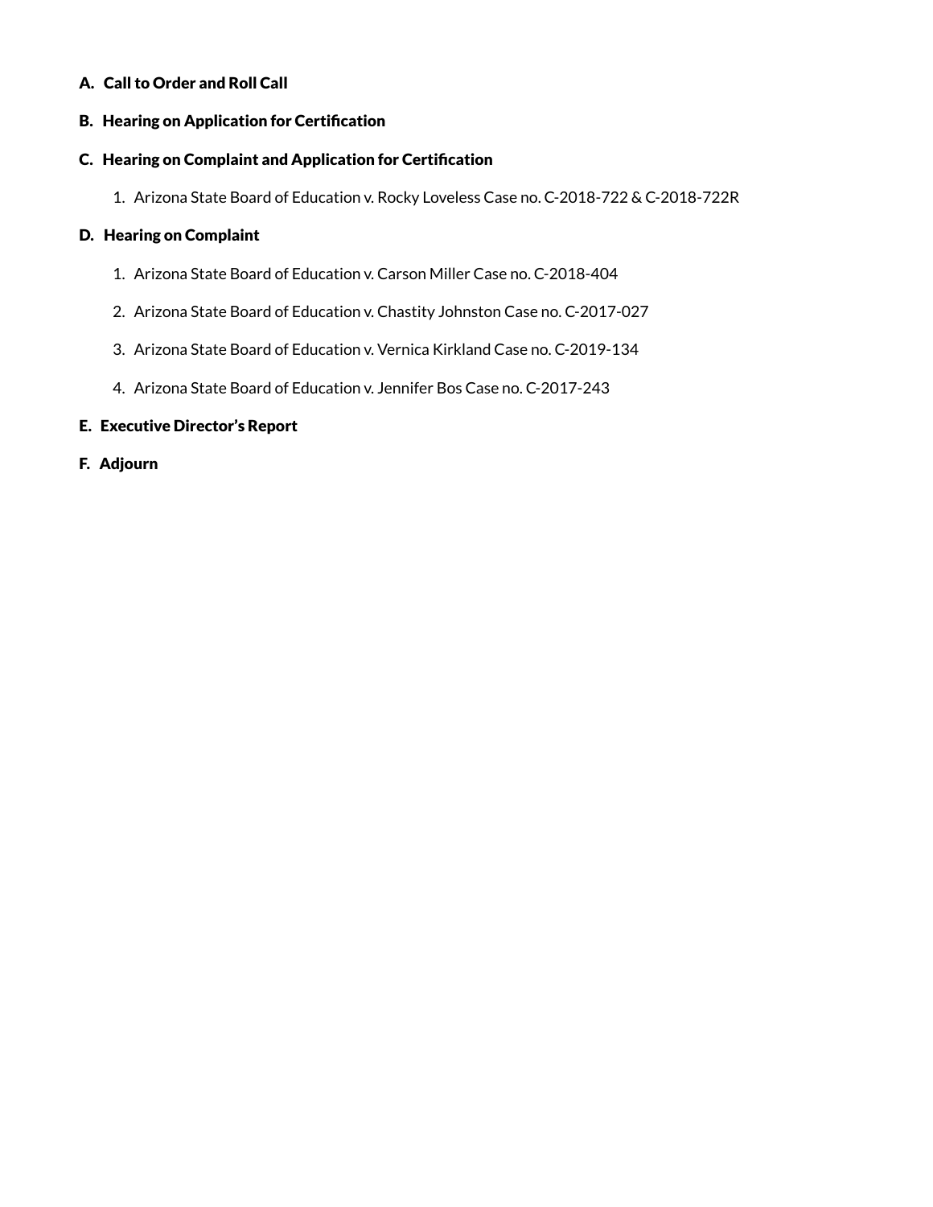**A. Call to Order and Roll Call**

**B. Hearing on Application for Certification**

**C. Hearing on Complaint and Application for Certification**

1. Arizona State Board of Education v. Rocky Loveless Case no. C-2018-722 & C-2018-722R

**D. Hearing on Complaint**

1. Arizona State Board of Education v. Carson Miller Case no. C-2018-404
2. Arizona State Board of Education v. Chastity Johnston Case no. C-2017-027
3. Arizona State Board of Education v. Vernica Kirkland Case no. C-2019-134
4. Arizona State Board of Education v. Jennifer Bos Case no. C-2017-243

**E. Executive Director's Report**

**F. Adjourn**